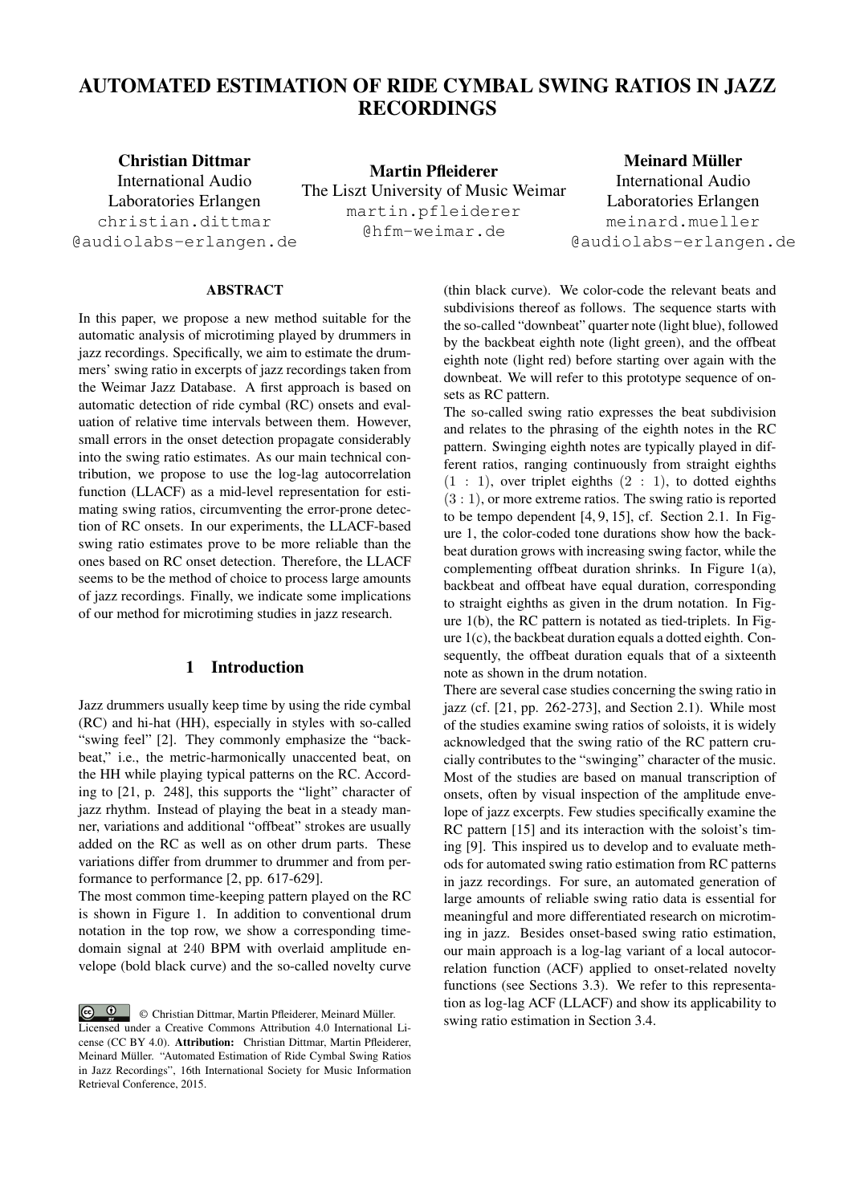# AUTOMATED ESTIMATION OF RIDE CYMBAL SWING RATIOS IN JAZZ RECORDINGS

**Christian Dittmar**
International Audio Laboratories Erlangen
christian.dittmar@audiolabs-erlangen.de

**Martin Pfleiderer**
The Liszt University of Music Weimar
martin.pfleiderer@hfm-weimar.de

**Meinard Müller**
International Audio Laboratories Erlangen
meinard.mueller@audiolabs-erlangen.de

## ABSTRACT

In this paper, we propose a new method suitable for the automatic analysis of microtiming played by drummers in jazz recordings. Specifically, we aim to estimate the drummers' swing ratio in excerpts of jazz recordings taken from the Weimar Jazz Database. A first approach is based on automatic detection of ride cymbal (RC) onsets and evaluation of relative time intervals between them. However, small errors in the onset detection propagate considerably into the swing ratio estimates. As our main technical contribution, we propose to use the log-lag autocorrelation function (LLACF) as a mid-level representation for estimating swing ratios, circumventing the error-prone detection of RC onsets. In our experiments, the LLACF-based swing ratio estimates prove to be more reliable than the ones based on RC onset detection. Therefore, the LLACF seems to be the method of choice to process large amounts of jazz recordings. Finally, we indicate some implications of our method for microtiming studies in jazz research.

## 1 Introduction

Jazz drummers usually keep time by using the ride cymbal (RC) and hi-hat (HH), especially in styles with so-called "swing feel" [2]. They commonly emphasize the "backbeat," i.e., the metric-harmonically unaccented beat, on the HH while playing typical patterns on the RC. According to [21, p. 248], this supports the "light" character of jazz rhythm. Instead of playing the beat in a steady manner, variations and additional "offbeat" strokes are usually added on the RC as well as on other drum parts. These variations differ from drummer to drummer and from performance to performance [2, pp. 617-629].

The most common time-keeping pattern played on the RC is shown in Figure 1. In addition to conventional drum notation in the top row, we show a corresponding time-domain signal at 240 BPM with overlaid amplitude envelope (bold black curve) and the so-called novelty curve (thin black curve). We color-code the relevant beats and subdivisions thereof as follows. The sequence starts with the so-called "downbeat" quarter note (light blue), followed by the backbeat eighth note (light green), and the offbeat eighth note (light red) before starting over again with the downbeat. We will refer to this prototype sequence of onsets as RC pattern.

The so-called swing ratio expresses the beat subdivision and relates to the phrasing of the eighth notes in the RC pattern. Swinging eighth notes are typically played in different ratios, ranging continuously from straight eighths $(1 : 1)$, over triplet eighths $(2 : 1)$, to dotted eighths $(3 : 1)$, or more extreme ratios. The swing ratio is reported to be tempo dependent [4, 9, 15], cf. Section 2.1. In Figure 1, the color-coded tone durations show how the backbeat duration grows with increasing swing factor, while the complementing offbeat duration shrinks. In Figure 1(a), backbeat and offbeat have equal duration, corresponding to straight eighths as given in the drum notation. In Figure 1(b), the RC pattern is notated as tied-triplets. In Figure 1(c), the backbeat duration equals a dotted eighth. Consequently, the offbeat duration equals that of a sixteenth note as shown in the drum notation.

There are several case studies concerning the swing ratio in jazz (cf. [21, pp. 262-273], and Section 2.1). While most of the studies examine swing ratios of soloists, it is widely acknowledged that the swing ratio of the RC pattern crucially contributes to the "swinging" character of the music. Most of the studies are based on manual transcription of onsets, often by visual inspection of the amplitude envelope of jazz excerpts. Few studies specifically examine the RC pattern [15] and its interaction with the soloist's timing [9]. This inspired us to develop and to evaluate methods for automated swing ratio estimation from RC patterns in jazz recordings. For sure, an automated generation of large amounts of reliable swing ratio data is essential for meaningful and more differentiated research on microtiming in jazz. Besides onset-based swing ratio estimation, our main approach is a log-lag variant of a local autocorrelation function (ACF) applied to onset-related novelty functions (see Sections 3.3). We refer to this representation as log-lag ACF (LLACF) and show its applicability to swing ratio estimation in Section 3.4.

© Christian Dittmar, Martin Pfleiderer, Meinard Müller. Licensed under a Creative Commons Attribution 4.0 International License (CC BY 4.0). **Attribution:** Christian Dittmar, Martin Pfleiderer, Meinard Müller. "Automated Estimation of Ride Cymbal Swing Ratios in Jazz Recordings", 16th International Society for Music Information Retrieval Conference, 2015.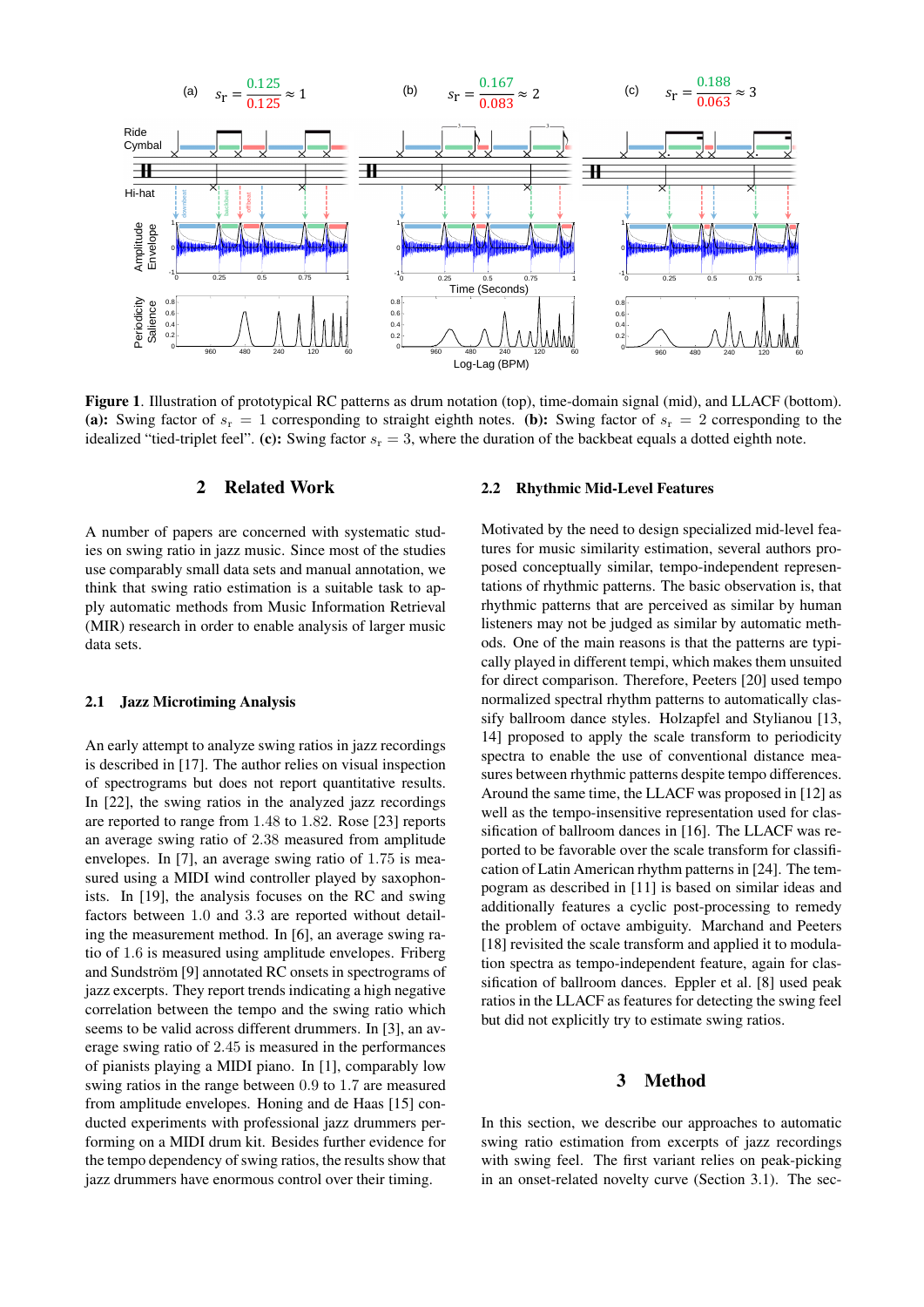**Figure 1**. Illustration of prototypical RC patterns as drum notation (top), time-domain signal (mid), and LLACF (bottom). **(a):** Swing factor of $s_r = 1$ corresponding to straight eighth notes. **(b):** Swing factor of $s_r = 2$ corresponding to the idealized "tied-triplet feel". **(c):** Swing factor $s_r = 3$, where the duration of the backbeat equals a dotted eighth note.

## 2 Related Work

A number of papers are concerned with systematic studies on swing ratio in jazz music. Since most of the studies use comparably small data sets and manual annotation, we think that swing ratio estimation is a suitable task to apply automatic methods from Music Information Retrieval (MIR) research in order to enable analysis of larger music data sets.

### 2.1 Jazz Microtiming Analysis

An early attempt to analyze swing ratios in jazz recordings is described in [17]. The author relies on visual inspection of spectrograms but does not report quantitative results. In [22], the swing ratios in the analyzed jazz recordings are reported to range from 1.48 to 1.82. Rose [23] reports an average swing ratio of 2.38 measured from amplitude envelopes. In [7], an average swing ratio of 1.75 is measured using a MIDI wind controller played by saxophonists. In [19], the analysis focuses on the RC and swing factors between 1.0 and 3.3 are reported without detailing the measurement method. In [6], an average swing ratio of 1.6 is measured using amplitude envelopes. Friberg and Sundström [9] annotated RC onsets in spectrograms of jazz excerpts. They report trends indicating a high negative correlation between the tempo and the swing ratio which seems to be valid across different drummers. In [3], an average swing ratio of 2.45 is measured in the performances of pianists playing a MIDI piano. In [1], comparably low swing ratios in the range between 0.9 to 1.7 are measured from amplitude envelopes. Honing and de Haas [15] conducted experiments with professional jazz drummers performing on a MIDI drum kit. Besides further evidence for the tempo dependency of swing ratios, the results show that jazz drummers have enormous control over their timing.

### 2.2 Rhythmic Mid-Level Features

Motivated by the need to design specialized mid-level features for music similarity estimation, several authors proposed conceptually similar, tempo-independent representations of rhythmic patterns. The basic observation is, that rhythmic patterns that are perceived as similar by human listeners may not be judged as similar by automatic methods. One of the main reasons is that the patterns are typically played in different tempi, which makes them unsuited for direct comparison. Therefore, Peeters [20] used tempo normalized spectral rhythm patterns to automatically classify ballroom dance styles. Holzapfel and Stylianou [13, 14] proposed to apply the scale transform to periodicity spectra to enable the use of conventional distance measures between rhythmic patterns despite tempo differences. Around the same time, the LLACF was proposed in [12] as well as the tempo-insensitive representation used for classification of ballroom dances in [16]. The LLACF was reported to be favorable over the scale transform for classification of Latin American rhythm patterns in [24]. The tempogram as described in [11] is based on similar ideas and additionally features a cyclic post-processing to remedy the problem of octave ambiguity. Marchand and Peeters [18] revisited the scale transform and applied it to modulation spectra as tempo-independent feature, again for classification of ballroom dances. Eppler et al. [8] used peak ratios in the LLACF as features for detecting the swing feel but did not explicitly try to estimate swing ratios.

## 3 Method

In this section, we describe our approaches to automatic swing ratio estimation from excerpts of jazz recordings with swing feel. The first variant relies on peak-picking in an onset-related novelty curve (Section 3.1). The sec-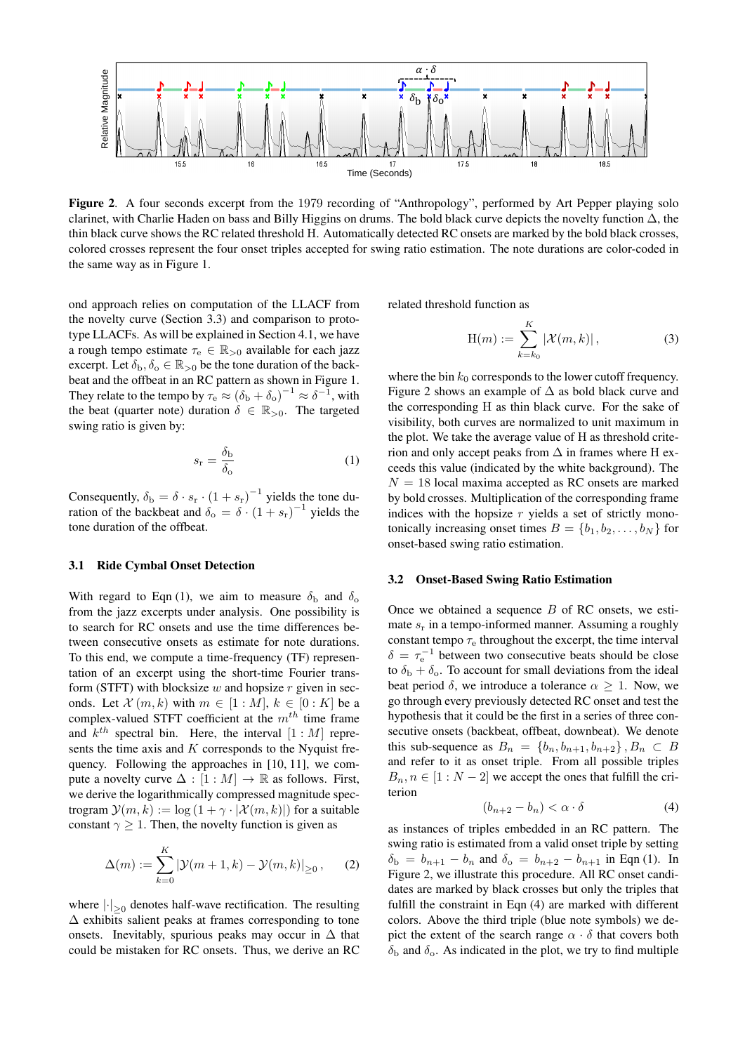**Figure 2**. A four seconds excerpt from the 1979 recording of "Anthropology", performed by Art Pepper playing solo clarinet, with Charlie Haden on bass and Billy Higgins on drums. The bold black curve depicts the novelty function $\Delta$, the thin black curve shows the RC related threshold H. Automatically detected RC onsets are marked by the bold black crosses, colored crosses represent the four onset triples accepted for swing ratio estimation. The note durations are color-coded in the same way as in Figure 1.

ond approach relies on computation of the LLACF from the novelty curve (Section 3.3) and comparison to prototype LLACFs. As will be explained in Section 4.1, we have a rough tempo estimate $\tau_e \in \mathbb{R}_{>0}$ available for each jazz excerpt. Let $\delta_b, \delta_o \in \mathbb{R}_{>0}$ be the tone duration of the backbeat and the offbeat in an RC pattern as shown in Figure 1. They relate to the tempo by $\tau_e \approx (\delta_b + \delta_o)^{-1} \approx \delta^{-1}$, with the beat (quarter note) duration $\delta \in \mathbb{R}_{>0}$. The targeted swing ratio is given by:

$$s_r = \frac{\delta_b}{\delta_o} \tag{1}$$

Consequently, $\delta_b = \delta \cdot s_r \cdot (1 + s_r)^{-1}$ yields the tone duration of the backbeat and $\delta_o = \delta \cdot (1 + s_r)^{-1}$ yields the tone duration of the offbeat.

### 3.1 Ride Cymbal Onset Detection

With regard to Eqn (1), we aim to measure $\delta_b$ and $\delta_o$ from the jazz excerpts under analysis. One possibility is to search for RC onsets and use the time differences between consecutive onsets as estimate for note durations. To this end, we compute a time-frequency (TF) representation of an excerpt using the short-time Fourier transform (STFT) with blocksize $w$ and hopsize $r$ given in seconds. Let $\mathcal{X}(m, k)$ with $m \in [1 : M]$, $k \in [0 : K]$ be a complex-valued STFT coefficient at the $m^{th}$ time frame and $k^{th}$ spectral bin. Here, the interval $[1 : M]$ represents the time axis and $K$ corresponds to the Nyquist frequency. Following the approaches in [10, 11], we compute a novelty curve $\Delta : [1 : M] \to \mathbb{R}$ as follows. First, we derive the logarithmically compressed magnitude spectrogram $\mathcal{Y}(m, k) := \log(1 + \gamma \cdot |\mathcal{X}(m, k)|)$ for a suitable constant $\gamma \geq 1$. Then, the novelty function is given as

$$\Delta(m) := \sum_{k=0}^{K} |\mathcal{Y}(m+1, k) - \mathcal{Y}(m, k)|_{\geq 0}, \tag{2}$$

where $|\cdot|_{\geq 0}$ denotes half-wave rectification. The resulting $\Delta$ exhibits salient peaks at frames corresponding to tone onsets. Inevitably, spurious peaks may occur in $\Delta$ that could be mistaken for RC onsets. Thus, we derive an RC related threshold function as

$$\mathrm{H}(m) := \sum_{k=k_0}^{K} |\mathcal{X}(m, k)|, \tag{3}$$

where the bin $k_0$ corresponds to the lower cutoff frequency. Figure 2 shows an example of $\Delta$ as bold black curve and the corresponding H as thin black curve. For the sake of visibility, both curves are normalized to unit maximum in the plot. We take the average value of H as threshold criterion and only accept peaks from $\Delta$ in frames where H exceeds this value (indicated by the white background). The $N = 18$ local maxima accepted as RC onsets are marked by bold crosses. Multiplication of the corresponding frame indices with the hopsize $r$ yields a set of strictly monotonically increasing onset times $B = \{b_1, b_2, \ldots, b_N\}$ for onset-based swing ratio estimation.

### 3.2 Onset-Based Swing Ratio Estimation

Once we obtained a sequence $B$ of RC onsets, we estimate $s_r$ in a tempo-informed manner. Assuming a roughly constant tempo $\tau_e$ throughout the excerpt, the time interval $\delta = \tau_e^{-1}$ between two consecutive beats should be close to $\delta_b + \delta_o$. To account for small deviations from the ideal beat period $\delta$, we introduce a tolerance $\alpha \geq 1$. Now, we go through every previously detected RC onset and test the hypothesis that it could be the first in a series of three consecutive onsets (backbeat, offbeat, downbeat). We denote this sub-sequence as $B_n = \{b_n, b_{n+1}, b_{n+2}\}, B_n \subset B$ and refer to it as onset triple. From all possible triples $B_n, n \in [1 : N - 2]$ we accept the ones that fulfill the criterion

$$(b_{n+2} - b_n) < \alpha \cdot \delta \tag{4}$$

as instances of triples embedded in an RC pattern. The swing ratio is estimated from a valid onset triple by setting $\delta_b = b_{n+1} - b_n$ and $\delta_o = b_{n+2} - b_{n+1}$ in Eqn (1). In Figure 2, we illustrate this procedure. All RC onset candidates are marked by black crosses but only the triples that fulfill the constraint in Eqn (4) are marked with different colors. Above the third triple (blue note symbols) we depict the extent of the search range $\alpha \cdot \delta$ that covers both $\delta_b$ and $\delta_o$. As indicated in the plot, we try to find multiple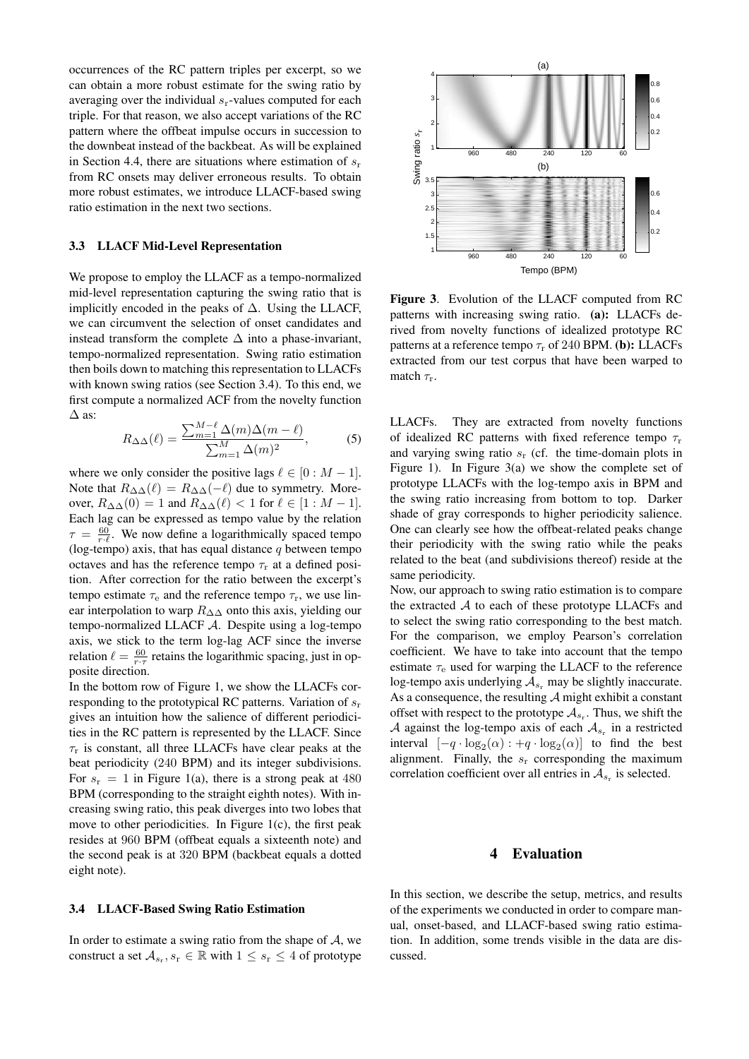occurrences of the RC pattern triples per excerpt, so we can obtain a more robust estimate for the swing ratio by averaging over the individual $s_\mathrm{r}$-values computed for each triple. For that reason, we also accept variations of the RC pattern where the offbeat impulse occurs in succession to the downbeat instead of the backbeat. As will be explained in Section 4.4, there are situations where estimation of $s_\mathrm{r}$ from RC onsets may deliver erroneous results. To obtain more robust estimates, we introduce LLACF-based swing ratio estimation in the next two sections.

### 3.3 LLACF Mid-Level Representation

We propose to employ the LLACF as a tempo-normalized mid-level representation capturing the swing ratio that is implicitly encoded in the peaks of $\Delta$. Using the LLACF, we can circumvent the selection of onset candidates and instead transform the complete $\Delta$ into a phase-invariant, tempo-normalized representation. Swing ratio estimation then boils down to matching this representation to LLACFs with known swing ratios (see Section 3.4). To this end, we first compute a normalized ACF from the novelty function $\Delta$ as:

$$R_{\Delta\Delta}(\ell) = \frac{\sum_{m=1}^{M-\ell} \Delta(m)\Delta(m-\ell)}{\sum_{m=1}^{M} \Delta(m)^2}, \qquad (5)$$

where we only consider the positive lags $\ell \in [0 : M-1]$. Note that $R_{\Delta\Delta}(\ell) = R_{\Delta\Delta}(-\ell)$ due to symmetry. Moreover, $R_{\Delta\Delta}(0) = 1$ and $R_{\Delta\Delta}(\ell) < 1$ for $\ell \in [1 : M-1]$. Each lag can be expressed as tempo value by the relation $\tau = \frac{60}{r \cdot \ell}$. We now define a logarithmically spaced tempo (log-tempo) axis, that has equal distance $q$ between tempo octaves and has the reference tempo $\tau_\mathrm{r}$ at a defined position. After correction for the ratio between the excerpt's tempo estimate $\tau_\mathrm{e}$ and the reference tempo $\tau_\mathrm{r}$, we use linear interpolation to warp $R_{\Delta\Delta}$ onto this axis, yielding our tempo-normalized LLACF $\mathcal{A}$. Despite using a log-tempo axis, we stick to the term log-lag ACF since the inverse relation $\ell = \frac{60}{r \cdot \tau}$ retains the logarithmic spacing, just in opposite direction.

In the bottom row of Figure 1, we show the LLACFs corresponding to the prototypical RC patterns. Variation of $s_\mathrm{r}$ gives an intuition how the salience of different periodicities in the RC pattern is represented by the LLACF. Since $\tau_\mathrm{r}$ is constant, all three LLACFs have clear peaks at the beat periodicity (240 BPM) and its integer subdivisions. For $s_\mathrm{r} = 1$ in Figure 1(a), there is a strong peak at 480 BPM (corresponding to the straight eighth notes). With increasing swing ratio, this peak diverges into two lobes that move to other periodicities. In Figure 1(c), the first peak resides at 960 BPM (offbeat equals a sixteenth note) and the second peak is at 320 BPM (backbeat equals a dotted eight note).

### 3.4 LLACF-Based Swing Ratio Estimation

In order to estimate a swing ratio from the shape of $\mathcal{A}$, we construct a set $\mathcal{A}_{s_\mathrm{r}}, s_\mathrm{r} \in \mathbb{R}$ with $1 \leq s_\mathrm{r} \leq 4$ of prototype LLACFs. They are extracted from novelty functions of idealized RC patterns with fixed reference tempo $\tau_\mathrm{r}$ and varying swing ratio $s_\mathrm{r}$ (cf. the time-domain plots in Figure 1). In Figure 3(a) we show the complete set of prototype LLACFs with the log-tempo axis in BPM and the swing ratio increasing from bottom to top. Darker shade of gray corresponds to higher periodicity salience. One can clearly see how the offbeat-related peaks change their periodicity with the swing ratio while the peaks related to the beat (and subdivisions thereof) reside at the same periodicity.

**Figure 3**. Evolution of the LLACF computed from RC patterns with increasing swing ratio. **(a):** LLACFs derived from novelty functions of idealized prototype RC patterns at a reference tempo $\tau_\mathrm{r}$ of 240 BPM. **(b):** LLACFs extracted from our test corpus that have been warped to match $\tau_\mathrm{r}$.

Now, our approach to swing ratio estimation is to compare the extracted $\mathcal{A}$ to each of these prototype LLACFs and to select the swing ratio corresponding to the best match. For the comparison, we employ Pearson's correlation coefficient. We have to take into account that the tempo estimate $\tau_\mathrm{e}$ used for warping the LLACF to the reference log-tempo axis underlying $\mathcal{A}_{s_\mathrm{r}}$ may be slightly inaccurate. As a consequence, the resulting $\mathcal{A}$ might exhibit a constant offset with respect to the prototype $\mathcal{A}_{s_\mathrm{r}}$. Thus, we shift the $\mathcal{A}$ against the log-tempo axis of each $\mathcal{A}_{s_\mathrm{r}}$ in a restricted interval $[-q \cdot \log_2(\alpha) : +q \cdot \log_2(\alpha)]$ to find the best alignment. Finally, the $s_\mathrm{r}$ corresponding the maximum correlation coefficient over all entries in $\mathcal{A}_{s_\mathrm{r}}$ is selected.

## 4 Evaluation

In this section, we describe the setup, metrics, and results of the experiments we conducted in order to compare manual, onset-based, and LLACF-based swing ratio estimation. In addition, some trends visible in the data are discussed.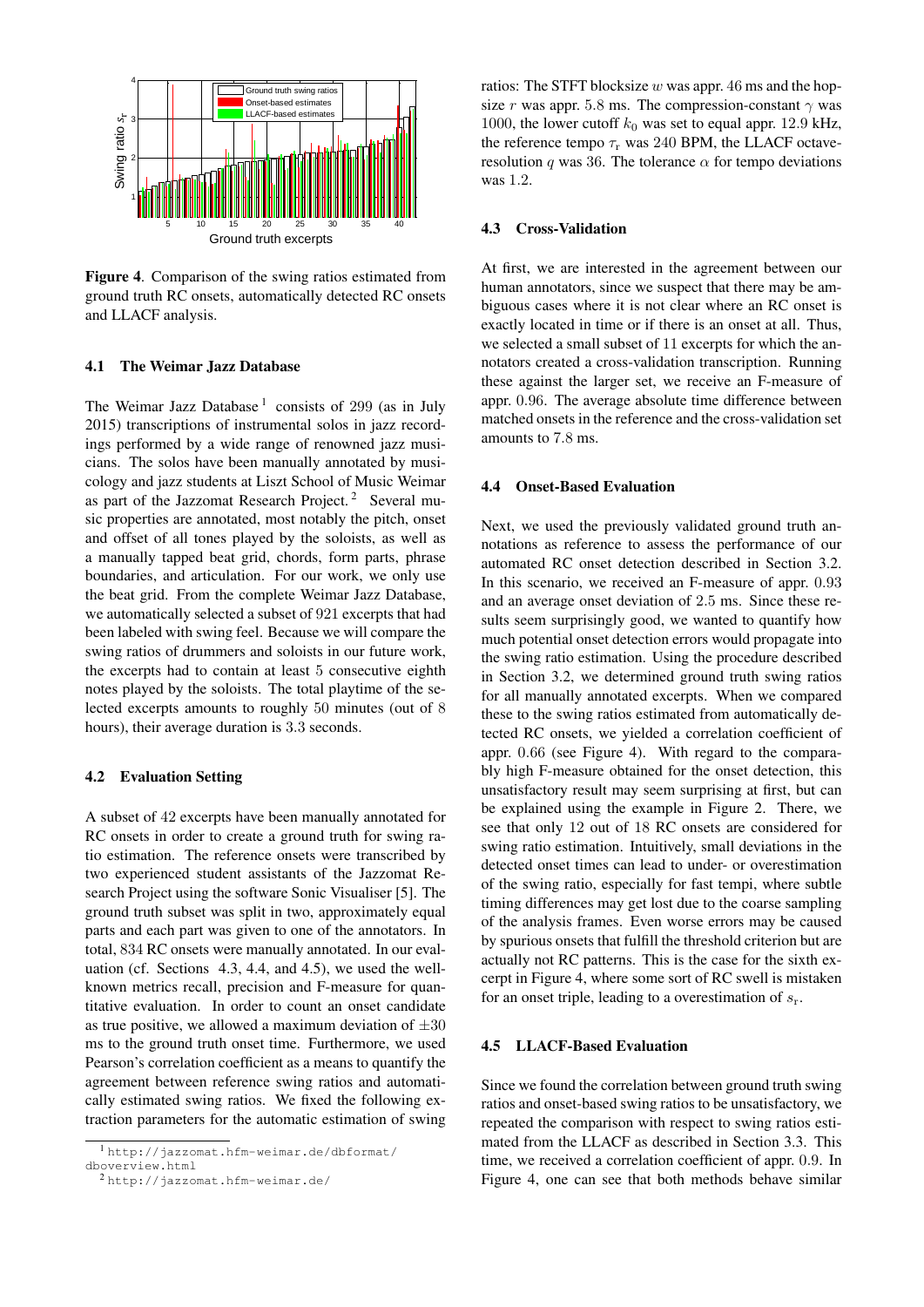**Figure 4**. Comparison of the swing ratios estimated from ground truth RC onsets, automatically detected RC onsets and LLACF analysis.

### 4.1 The Weimar Jazz Database

The Weimar Jazz Database [1] consists of 299 (as in July 2015) transcriptions of instrumental solos in jazz recordings performed by a wide range of renowned jazz musicians. The solos have been manually annotated by musicology and jazz students at Liszt School of Music Weimar as part of the Jazzomat Research Project. [2] Several music properties are annotated, most notably the pitch, onset and offset of all tones played by the soloists, as well as a manually tapped beat grid, chords, form parts, phrase boundaries, and articulation. For our work, we only use the beat grid. From the complete Weimar Jazz Database, we automatically selected a subset of 921 excerpts that had been labeled with swing feel. Because we will compare the swing ratios of drummers and soloists in our future work, the excerpts had to contain at least 5 consecutive eighth notes played by the soloists. The total playtime of the selected excerpts amounts to roughly 50 minutes (out of 8 hours), their average duration is 3.3 seconds.

### 4.2 Evaluation Setting

A subset of 42 excerpts have been manually annotated for RC onsets in order to create a ground truth for swing ratio estimation. The reference onsets were transcribed by two experienced student assistants of the Jazzomat Research Project using the software Sonic Visualiser [5]. The ground truth subset was split in two, approximately equal parts and each part was given to one of the annotators. In total, 834 RC onsets were manually annotated. In our evaluation (cf. Sections 4.3, 4.4, and 4.5), we used the well-known metrics recall, precision and F-measure for quantitative evaluation. In order to count an onset candidate as true positive, we allowed a maximum deviation of $\pm 30$ ms to the ground truth onset time. Furthermore, we used Pearson's correlation coefficient as a means to quantify the agreement between reference swing ratios and automatically estimated swing ratios. We fixed the following extraction parameters for the automatic estimation of swing ratios: The STFT blocksize $w$ was appr. 46 ms and the hopsize $r$ was appr. 5.8 ms. The compression-constant $\gamma$ was 1000, the lower cutoff $k_0$ was set to equal appr. 12.9 kHz, the reference tempo $\tau_\mathrm{r}$ was 240 BPM, the LLACF octave-resolution $q$ was 36. The tolerance $\alpha$ for tempo deviations was 1.2.

### 4.3 Cross-Validation

At first, we are interested in the agreement between our human annotators, since we suspect that there may be ambiguous cases where it is not clear where an RC onset is exactly located in time or if there is an onset at all. Thus, we selected a small subset of 11 excerpts for which the annotators created a cross-validation transcription. Running these against the larger set, we receive an F-measure of appr. 0.96. The average absolute time difference between matched onsets in the reference and the cross-validation set amounts to 7.8 ms.

### 4.4 Onset-Based Evaluation

Next, we used the previously validated ground truth annotations as reference to assess the performance of our automated RC onset detection described in Section 3.2. In this scenario, we received an F-measure of appr. 0.93 and an average onset deviation of 2.5 ms. Since these results seem surprisingly good, we wanted to quantify how much potential onset detection errors would propagate into the swing ratio estimation. Using the procedure described in Section 3.2, we determined ground truth swing ratios for all manually annotated excerpts. When we compared these to the swing ratios estimated from automatically detected RC onsets, we yielded a correlation coefficient of appr. 0.66 (see Figure 4). With regard to the comparably high F-measure obtained for the onset detection, this unsatisfactory result may seem surprising at first, but can be explained using the example in Figure 2. There, we see that only 12 out of 18 RC onsets are considered for swing ratio estimation. Intuitively, small deviations in the detected onset times can lead to under- or overestimation of the swing ratio, especially for fast tempi, where subtle timing differences may get lost due to the coarse sampling of the analysis frames. Even worse errors may be caused by spurious onsets that fulfill the threshold criterion but are actually not RC patterns. This is the case for the sixth excerpt in Figure 4, where some sort of RC swell is mistaken for an onset triple, leading to a overestimation of $s_\mathrm{r}$.

### 4.5 LLACF-Based Evaluation

Since we found the correlation between ground truth swing ratios and onset-based swing ratios to be unsatisfactory, we repeated the comparison with respect to swing ratios estimated from the LLACF as described in Section 3.3. This time, we received a correlation coefficient of appr. 0.9. In Figure 4, one can see that both methods behave similar

[1] http://jazzomat.hfm-weimar.de/dbformat/dboverview.html

[2] http://jazzomat.hfm-weimar.de/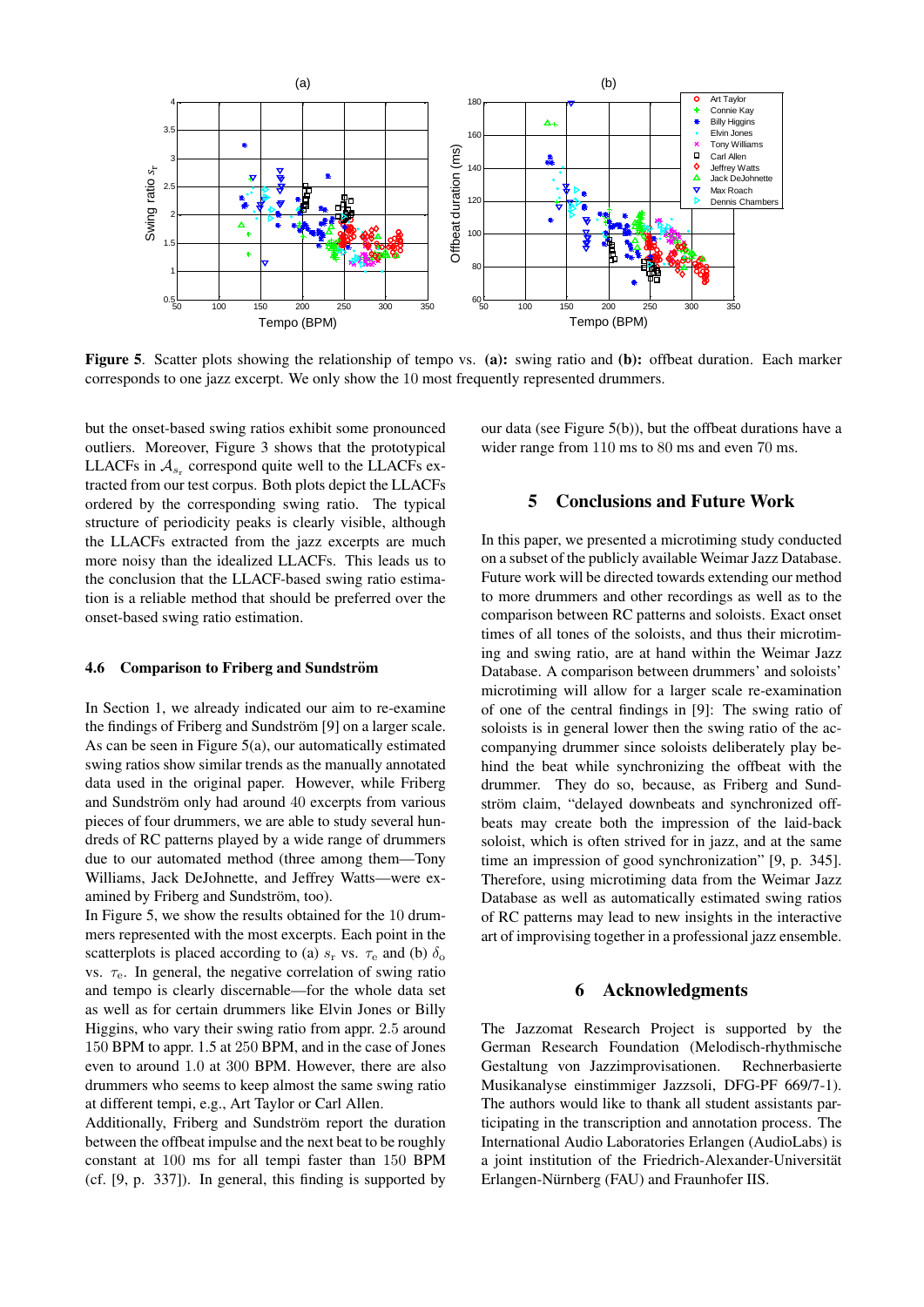**Figure 5**. Scatter plots showing the relationship of tempo vs. **(a):** swing ratio and **(b):** offbeat duration. Each marker corresponds to one jazz excerpt. We only show the 10 most frequently represented drummers.

but the onset-based swing ratios exhibit some pronounced outliers. Moreover, Figure 3 shows that the prototypical LLACFs in $\mathcal{A}_{s_r}$ correspond quite well to the LLACFs extracted from our test corpus. Both plots depict the LLACFs ordered by the corresponding swing ratio. The typical structure of periodicity peaks is clearly visible, although the LLACFs extracted from the jazz excerpts are much more noisy than the idealized LLACFs. This leads us to the conclusion that the LLACF-based swing ratio estimation is a reliable method that should be preferred over the onset-based swing ratio estimation.

### 4.6 Comparison to Friberg and Sundström

In Section 1, we already indicated our aim to re-examine the findings of Friberg and Sundström [9] on a larger scale. As can be seen in Figure 5(a), our automatically estimated swing ratios show similar trends as the manually annotated data used in the original paper. However, while Friberg and Sundström only had around 40 excerpts from various pieces of four drummers, we are able to study several hundreds of RC patterns played by a wide range of drummers due to our automated method (three among them—Tony Williams, Jack DeJohnette, and Jeffrey Watts—were examined by Friberg and Sundström, too).

In Figure 5, we show the results obtained for the 10 drummers represented with the most excerpts. Each point in the scatterplots is placed according to (a) $s_r$ vs. $\tau_e$ and (b) $\delta_o$ vs. $\tau_e$. In general, the negative correlation of swing ratio and tempo is clearly discernable—for the whole data set as well as for certain drummers like Elvin Jones or Billy Higgins, who vary their swing ratio from appr. 2.5 around 150 BPM to appr. 1.5 at 250 BPM, and in the case of Jones even to around 1.0 at 300 BPM. However, there are also drummers who seems to keep almost the same swing ratio at different tempi, e.g., Art Taylor or Carl Allen.

Additionally, Friberg and Sundström report the duration between the offbeat impulse and the next beat to be roughly constant at 100 ms for all tempi faster than 150 BPM (cf. [9, p. 337]). In general, this finding is supported by our data (see Figure 5(b)), but the offbeat durations have a wider range from 110 ms to 80 ms and even 70 ms.

## 5 Conclusions and Future Work

In this paper, we presented a microtiming study conducted on a subset of the publicly available Weimar Jazz Database. Future work will be directed towards extending our method to more drummers and other recordings as well as to the comparison between RC patterns and soloists. Exact onset times of all tones of the soloists, and thus their microtiming and swing ratio, are at hand within the Weimar Jazz Database. A comparison between drummers' and soloists' microtiming will allow for a larger scale re-examination of one of the central findings in [9]: The swing ratio of soloists is in general lower then the swing ratio of the accompanying drummer since soloists deliberately play behind the beat while synchronizing the offbeat with the drummer. They do so, because, as Friberg and Sundström claim, "delayed downbeats and synchronized offbeats may create both the impression of the laid-back soloist, which is often strived for in jazz, and at the same time an impression of good synchronization" [9, p. 345]. Therefore, using microtiming data from the Weimar Jazz Database as well as automatically estimated swing ratios of RC patterns may lead to new insights in the interactive art of improvising together in a professional jazz ensemble.

## 6 Acknowledgments

The Jazzomat Research Project is supported by the German Research Foundation (Melodisch-rhythmische Gestaltung von Jazzimprovisationen. Rechnerbasierte Musikanalyse einstimmiger Jazzsoli, DFG-PF 669/7-1). The authors would like to thank all student assistants participating in the transcription and annotation process. The International Audio Laboratories Erlangen (AudioLabs) is a joint institution of the Friedrich-Alexander-Universität Erlangen-Nürnberg (FAU) and Fraunhofer IIS.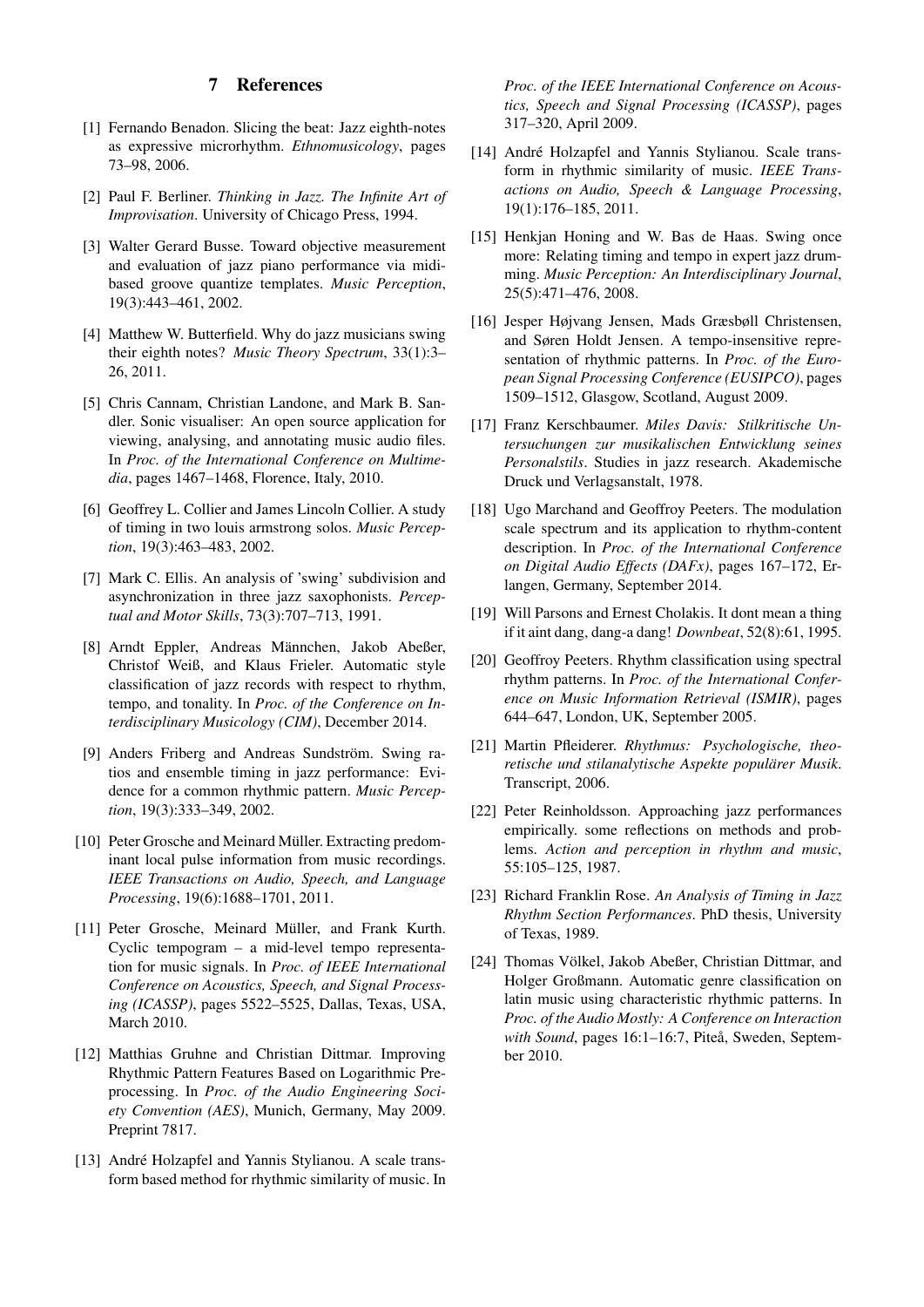## 7 References

[1] Fernando Benadon. Slicing the beat: Jazz eighth-notes as expressive microrhythm. *Ethnomusicology*, pages 73–98, 2006.

[2] Paul F. Berliner. *Thinking in Jazz. The Infinite Art of Improvisation*. University of Chicago Press, 1994.

[3] Walter Gerard Busse. Toward objective measurement and evaluation of jazz piano performance via midi-based groove quantize templates. *Music Perception*, 19(3):443–461, 2002.

[4] Matthew W. Butterfield. Why do jazz musicians swing their eighth notes? *Music Theory Spectrum*, 33(1):3–26, 2011.

[5] Chris Cannam, Christian Landone, and Mark B. Sandler. Sonic visualiser: An open source application for viewing, analysing, and annotating music audio files. In *Proc. of the International Conference on Multimedia*, pages 1467–1468, Florence, Italy, 2010.

[6] Geoffrey L. Collier and James Lincoln Collier. A study of timing in two louis armstrong solos. *Music Perception*, 19(3):463–483, 2002.

[7] Mark C. Ellis. An analysis of 'swing' subdivision and asynchronization in three jazz saxophonists. *Perceptual and Motor Skills*, 73(3):707–713, 1991.

[8] Arndt Eppler, Andreas Männchen, Jakob Abeßer, Christof Weiß, and Klaus Frieler. Automatic style classification of jazz records with respect to rhythm, tempo, and tonality. In *Proc. of the Conference on Interdisciplinary Musicology (CIM)*, December 2014.

[9] Anders Friberg and Andreas Sundström. Swing ratios and ensemble timing in jazz performance: Evidence for a common rhythmic pattern. *Music Perception*, 19(3):333–349, 2002.

[10] Peter Grosche and Meinard Müller. Extracting predominant local pulse information from music recordings. *IEEE Transactions on Audio, Speech, and Language Processing*, 19(6):1688–1701, 2011.

[11] Peter Grosche, Meinard Müller, and Frank Kurth. Cyclic tempogram – a mid-level tempo representation for music signals. In *Proc. of IEEE International Conference on Acoustics, Speech, and Signal Processing (ICASSP)*, pages 5522–5525, Dallas, Texas, USA, March 2010.

[12] Matthias Gruhne and Christian Dittmar. Improving Rhythmic Pattern Features Based on Logarithmic Preprocessing. In *Proc. of the Audio Engineering Society Convention (AES)*, Munich, Germany, May 2009. Preprint 7817.

[13] André Holzapfel and Yannis Stylianou. A scale transform based method for rhythmic similarity of music. In *Proc. of the IEEE International Conference on Acoustics, Speech and Signal Processing (ICASSP)*, pages 317–320, April 2009.

[14] André Holzapfel and Yannis Stylianou. Scale transform in rhythmic similarity of music. *IEEE Transactions on Audio, Speech & Language Processing*, 19(1):176–185, 2011.

[15] Henkjan Honing and W. Bas de Haas. Swing once more: Relating timing and tempo in expert jazz drumming. *Music Perception: An Interdisciplinary Journal*, 25(5):471–476, 2008.

[16] Jesper Højvang Jensen, Mads Græsbøll Christensen, and Søren Holdt Jensen. A tempo-insensitive representation of rhythmic patterns. In *Proc. of the European Signal Processing Conference (EUSIPCO)*, pages 1509–1512, Glasgow, Scotland, August 2009.

[17] Franz Kerschbaumer. *Miles Davis: Stilkritische Untersuchungen zur musikalischen Entwicklung seines Personalstils*. Studies in jazz research. Akademische Druck und Verlagsanstalt, 1978.

[18] Ugo Marchand and Geoffroy Peeters. The modulation scale spectrum and its application to rhythm-content description. In *Proc. of the International Conference on Digital Audio Effects (DAFx)*, pages 167–172, Erlangen, Germany, September 2014.

[19] Will Parsons and Ernest Cholakis. It dont mean a thing if it aint dang, dang-a dang! *Downbeat*, 52(8):61, 1995.

[20] Geoffroy Peeters. Rhythm classification using spectral rhythm patterns. In *Proc. of the International Conference on Music Information Retrieval (ISMIR)*, pages 644–647, London, UK, September 2005.

[21] Martin Pfleiderer. *Rhythmus: Psychologische, theoretische und stilanalytische Aspekte populärer Musik*. Transcript, 2006.

[22] Peter Reinholdsson. Approaching jazz performances empirically. some reflections on methods and problems. *Action and perception in rhythm and music*, 55:105–125, 1987.

[23] Richard Franklin Rose. *An Analysis of Timing in Jazz Rhythm Section Performances*. PhD thesis, University of Texas, 1989.

[24] Thomas Völkel, Jakob Abeßer, Christian Dittmar, and Holger Großmann. Automatic genre classification on latin music using characteristic rhythmic patterns. In *Proc. of the Audio Mostly: A Conference on Interaction with Sound*, pages 16:1–16:7, Piteå, Sweden, September 2010.